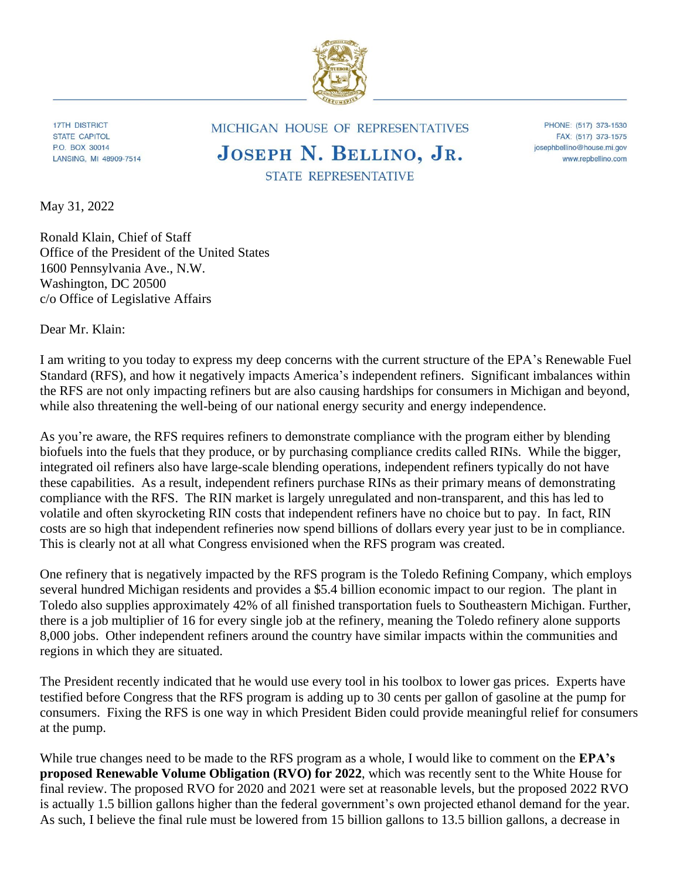17TH DISTRICT
STATE CAPITOL
P.O. BOX 30014
LANSING, MI 48909-7514

MICHIGAN HOUSE OF REPRESENTATIVES

# JOSEPH N. BELLINO, JR.

STATE REPRESENTATIVE

PHONE: (517) 373-1530
FAX: (517) 373-1575
josephbellino@house.mi.gov
www.repbellino.com

May 31, 2022

Ronald Klain, Chief of Staff
Office of the President of the United States
1600 Pennsylvania Ave., N.W.
Washington, DC 20500
c/o Office of Legislative Affairs

Dear Mr. Klain:

I am writing to you today to express my deep concerns with the current structure of the EPA's Renewable Fuel Standard (RFS), and how it negatively impacts America's independent refiners. Significant imbalances within the RFS are not only impacting refiners but are also causing hardships for consumers in Michigan and beyond, while also threatening the well-being of our national energy security and energy independence.

As you're aware, the RFS requires refiners to demonstrate compliance with the program either by blending biofuels into the fuels that they produce, or by purchasing compliance credits called RINs. While the bigger, integrated oil refiners also have large-scale blending operations, independent refiners typically do not have these capabilities. As a result, independent refiners purchase RINs as their primary means of demonstrating compliance with the RFS. The RIN market is largely unregulated and non-transparent, and this has led to volatile and often skyrocketing RIN costs that independent refiners have no choice but to pay. In fact, RIN costs are so high that independent refineries now spend billions of dollars every year just to be in compliance. This is clearly not at all what Congress envisioned when the RFS program was created.

One refinery that is negatively impacted by the RFS program is the Toledo Refining Company, which employs several hundred Michigan residents and provides a $5.4 billion economic impact to our region. The plant in Toledo also supplies approximately 42% of all finished transportation fuels to Southeastern Michigan. Further, there is a job multiplier of 16 for every single job at the refinery, meaning the Toledo refinery alone supports 8,000 jobs. Other independent refiners around the country have similar impacts within the communities and regions in which they are situated.

The President recently indicated that he would use every tool in his toolbox to lower gas prices. Experts have testified before Congress that the RFS program is adding up to 30 cents per gallon of gasoline at the pump for consumers. Fixing the RFS is one way in which President Biden could provide meaningful relief for consumers at the pump.

While true changes need to be made to the RFS program as a whole, I would like to comment on the **EPA's proposed Renewable Volume Obligation (RVO) for 2022**, which was recently sent to the White House for final review. The proposed RVO for 2020 and 2021 were set at reasonable levels, but the proposed 2022 RVO is actually 1.5 billion gallons higher than the federal government's own projected ethanol demand for the year. As such, I believe the final rule must be lowered from 15 billion gallons to 13.5 billion gallons, a decrease in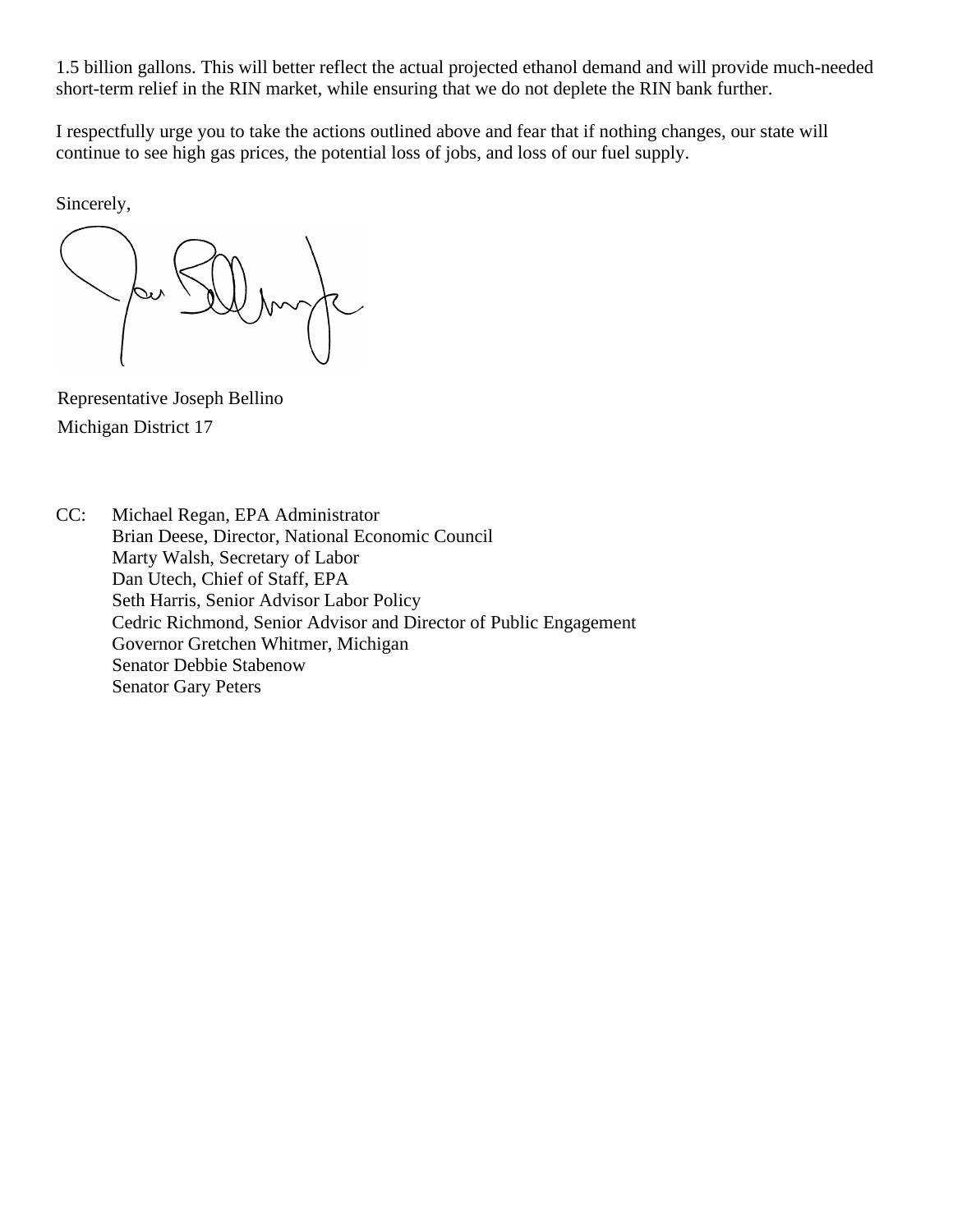1.5 billion gallons. This will better reflect the actual projected ethanol demand and will provide much-needed short-term relief in the RIN market, while ensuring that we do not deplete the RIN bank further.

I respectfully urge you to take the actions outlined above and fear that if nothing changes, our state will continue to see high gas prices, the potential loss of jobs, and loss of our fuel supply.

Sincerely,

Representative Joseph Bellino
Michigan District 17

CC: Michael Regan, EPA Administrator
Brian Deese, Director, National Economic Council
Marty Walsh, Secretary of Labor
Dan Utech, Chief of Staff, EPA
Seth Harris, Senior Advisor Labor Policy
Cedric Richmond, Senior Advisor and Director of Public Engagement
Governor Gretchen Whitmer, Michigan
Senator Debbie Stabenow
Senator Gary Peters